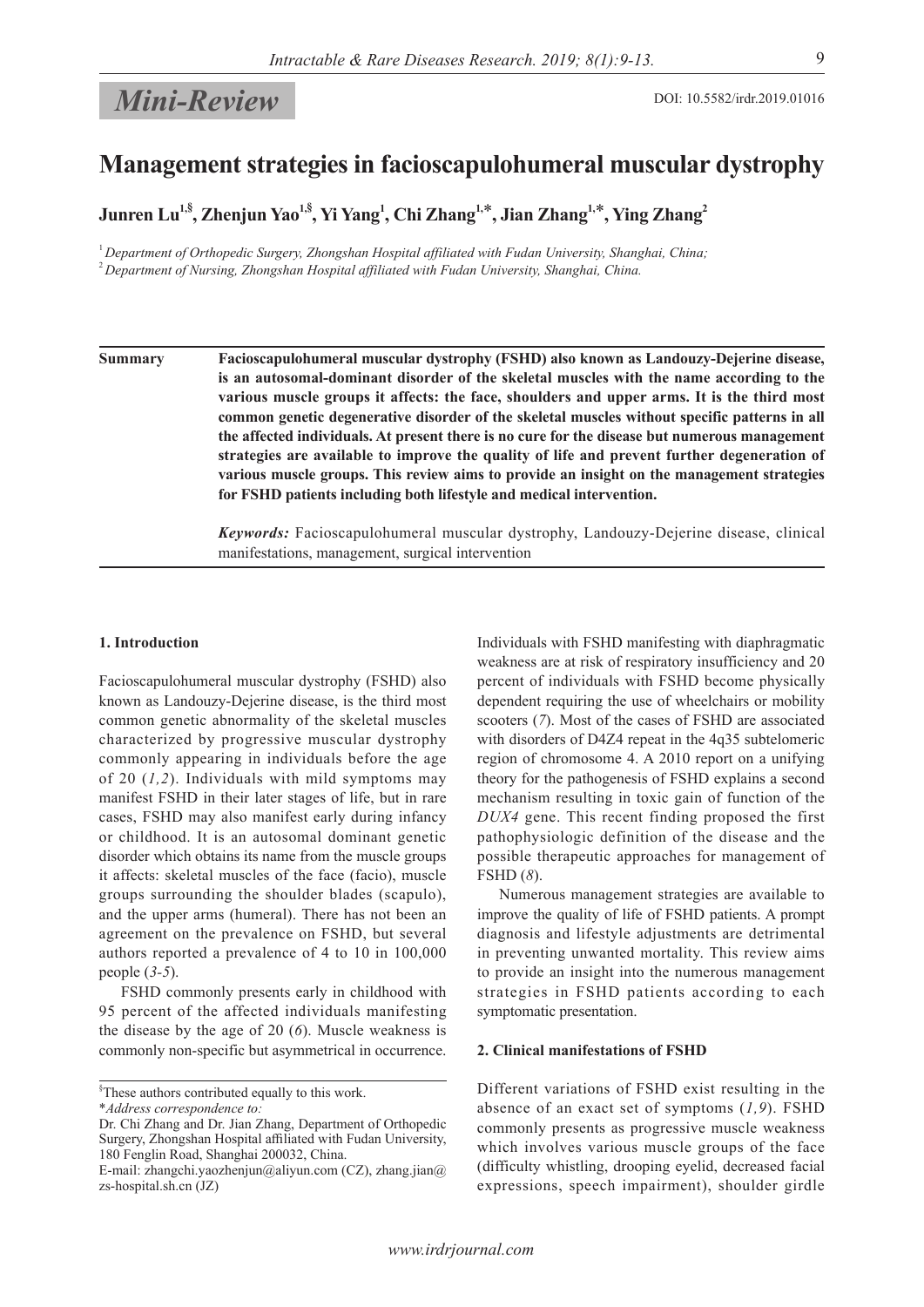*Mini-Review*

DOI: 10.5582/irdr.2019.01016

# Management strategies in facioscapulohumeral muscular dystrophy

**Junren Lu[1,§], Zhenjun Yao[1,§], Yi Yang[1], Chi Zhang[1,*], Jian Zhang[1,*], Ying Zhang[2]**

[1] *Department of Orthopedic Surgery, Zhongshan Hospital affiliated with Fudan University, Shanghai, China;*
[2] *Department of Nursing, Zhongshan Hospital affiliated with Fudan University, Shanghai, China.*

**Summary** **Facioscapulohumeral muscular dystrophy (FSHD) also known as Landouzy-Dejerine disease, is an autosomal-dominant disorder of the skeletal muscles with the name according to the various muscle groups it affects: the face, shoulders and upper arms. It is the third most common genetic degenerative disorder of the skeletal muscles without specific patterns in all the affected individuals. At present there is no cure for the disease but numerous management strategies are available to improve the quality of life and prevent further degeneration of various muscle groups. This review aims to provide an insight on the management strategies for FSHD patients including both lifestyle and medical intervention.**

***Keywords:*** Facioscapulohumeral muscular dystrophy, Landouzy-Dejerine disease, clinical manifestations, management, surgical intervention

## 1. Introduction

Facioscapulohumeral muscular dystrophy (FSHD) also known as Landouzy-Dejerine disease, is the third most common genetic abnormality of the skeletal muscles characterized by progressive muscular dystrophy commonly appearing in individuals before the age of 20 (*1,2*). Individuals with mild symptoms may manifest FSHD in their later stages of life, but in rare cases, FSHD may also manifest early during infancy or childhood. It is an autosomal dominant genetic disorder which obtains its name from the muscle groups it affects: skeletal muscles of the face (facio), muscle groups surrounding the shoulder blades (scapulo), and the upper arms (humeral). There has not been an agreement on the prevalence on FSHD, but several authors reported a prevalence of 4 to 10 in 100,000 people (*3-5*).

FSHD commonly presents early in childhood with 95 percent of the affected individuals manifesting the disease by the age of 20 (*6*). Muscle weakness is commonly non-specific but asymmetrical in occurrence. Individuals with FSHD manifesting with diaphragmatic weakness are at risk of respiratory insufficiency and 20 percent of individuals with FSHD become physically dependent requiring the use of wheelchairs or mobility scooters (*7*). Most of the cases of FSHD are associated with disorders of D4Z4 repeat in the 4q35 subtelomeric region of chromosome 4. A 2010 report on a unifying theory for the pathogenesis of FSHD explains a second mechanism resulting in toxic gain of function of the *DUX4* gene. This recent finding proposed the first pathophysiologic definition of the disease and the possible therapeutic approaches for management of FSHD (*8*).

Numerous management strategies are available to improve the quality of life of FSHD patients. A prompt diagnosis and lifestyle adjustments are detrimental in preventing unwanted mortality. This review aims to provide an insight into the numerous management strategies in FSHD patients according to each symptomatic presentation.

## 2. Clinical manifestations of FSHD

Different variations of FSHD exist resulting in the absence of an exact set of symptoms (*1,9*). FSHD commonly presents as progressive muscle weakness which involves various muscle groups of the face (difficulty whistling, drooping eyelid, decreased facial expressions, speech impairment), shoulder girdle

§These authors contributed equally to this work.
**Address correspondence to:*
Dr. Chi Zhang and Dr. Jian Zhang, Department of Orthopedic Surgery, Zhongshan Hospital affiliated with Fudan University, 180 Fenglin Road, Shanghai 200032, China.
E-mail: zhangchi.yaozhenjun@aliyun.com (CZ), zhang.jian@zs-hospital.sh.cn (JZ)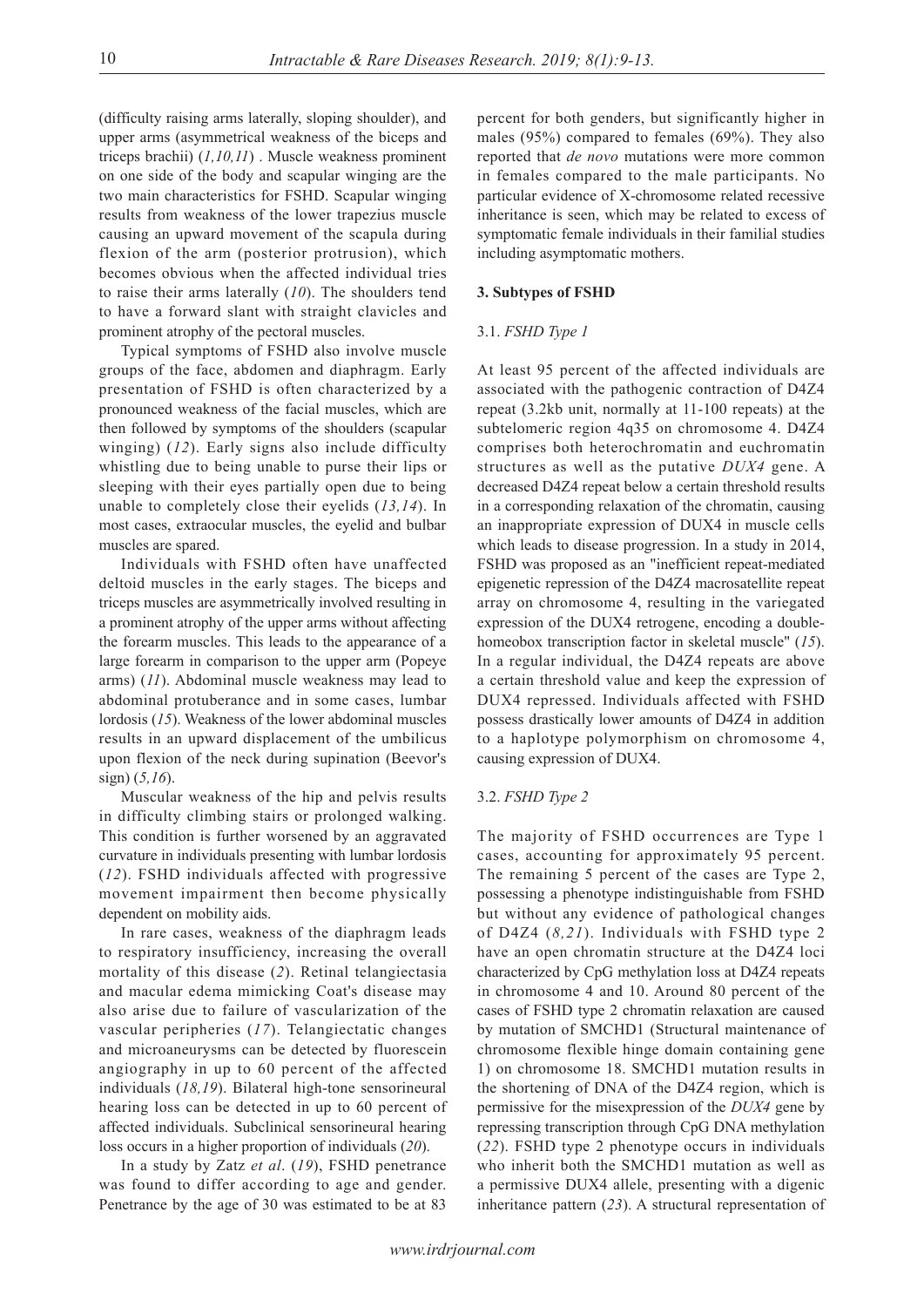(difficulty raising arms laterally, sloping shoulder), and upper arms (asymmetrical weakness of the biceps and triceps brachii) (*1,10,11*) . Muscle weakness prominent on one side of the body and scapular winging are the two main characteristics for FSHD. Scapular winging results from weakness of the lower trapezius muscle causing an upward movement of the scapula during flexion of the arm (posterior protrusion), which becomes obvious when the affected individual tries to raise their arms laterally (*10*). The shoulders tend to have a forward slant with straight clavicles and prominent atrophy of the pectoral muscles.

Typical symptoms of FSHD also involve muscle groups of the face, abdomen and diaphragm. Early presentation of FSHD is often characterized by a pronounced weakness of the facial muscles, which are then followed by symptoms of the shoulders (scapular winging) (*12*). Early signs also include difficulty whistling due to being unable to purse their lips or sleeping with their eyes partially open due to being unable to completely close their eyelids (*13,14*). In most cases, extraocular muscles, the eyelid and bulbar muscles are spared.

Individuals with FSHD often have unaffected deltoid muscles in the early stages. The biceps and triceps muscles are asymmetrically involved resulting in a prominent atrophy of the upper arms without affecting the forearm muscles. This leads to the appearance of a large forearm in comparison to the upper arm (Popeye arms) (*11*). Abdominal muscle weakness may lead to abdominal protuberance and in some cases, lumbar lordosis (*15*). Weakness of the lower abdominal muscles results in an upward displacement of the umbilicus upon flexion of the neck during supination (Beevor's sign) (*5,16*).

Muscular weakness of the hip and pelvis results in difficulty climbing stairs or prolonged walking. This condition is further worsened by an aggravated curvature in individuals presenting with lumbar lordosis (*12*). FSHD individuals affected with progressive movement impairment then become physically dependent on mobility aids.

In rare cases, weakness of the diaphragm leads to respiratory insufficiency, increasing the overall mortality of this disease (*2*). Retinal telangiectasia and macular edema mimicking Coat's disease may also arise due to failure of vascularization of the vascular peripheries (*17*). Telangiectatic changes and microaneurysms can be detected by fluorescein angiography in up to 60 percent of the affected individuals (*18,19*). Bilateral high-tone sensorineural hearing loss can be detected in up to 60 percent of affected individuals. Subclinical sensorineural hearing loss occurs in a higher proportion of individuals (*20*).

In a study by Zatz *et al*. (*19*), FSHD penetrance was found to differ according to age and gender. Penetrance by the age of 30 was estimated to be at 83 percent for both genders, but significantly higher in males (95%) compared to females (69%). They also reported that *de novo* mutations were more common in females compared to the male participants. No particular evidence of X-chromosome related recessive inheritance is seen, which may be related to excess of symptomatic female individuals in their familial studies including asymptomatic mothers.

## 3. Subtypes of FSHD

### 3.1. *FSHD Type 1*

At least 95 percent of the affected individuals are associated with the pathogenic contraction of D4Z4 repeat (3.2kb unit, normally at 11-100 repeats) at the subtelomeric region 4q35 on chromosome 4. D4Z4 comprises both heterochromatin and euchromatin structures as well as the putative *DUX4* gene. A decreased D4Z4 repeat below a certain threshold results in a corresponding relaxation of the chromatin, causing an inappropriate expression of DUX4 in muscle cells which leads to disease progression. In a study in 2014, FSHD was proposed as an "inefficient repeat-mediated epigenetic repression of the D4Z4 macrosatellite repeat array on chromosome 4, resulting in the variegated expression of the DUX4 retrogene, encoding a double-homeobox transcription factor in skeletal muscle" (*15*). In a regular individual, the D4Z4 repeats are above a certain threshold value and keep the expression of DUX4 repressed. Individuals affected with FSHD possess drastically lower amounts of D4Z4 in addition to a haplotype polymorphism on chromosome 4, causing expression of DUX4.

### 3.2. *FSHD Type 2*

The majority of FSHD occurrences are Type 1 cases, accounting for approximately 95 percent. The remaining 5 percent of the cases are Type 2, possessing a phenotype indistinguishable from FSHD but without any evidence of pathological changes of D4Z4 (*8,21*). Individuals with FSHD type 2 have an open chromatin structure at the D4Z4 loci characterized by CpG methylation loss at D4Z4 repeats in chromosome 4 and 10. Around 80 percent of the cases of FSHD type 2 chromatin relaxation are caused by mutation of SMCHD1 (Structural maintenance of chromosome flexible hinge domain containing gene 1) on chromosome 18. SMCHD1 mutation results in the shortening of DNA of the D4Z4 region, which is permissive for the misexpression of the *DUX4* gene by repressing transcription through CpG DNA methylation (*22*). FSHD type 2 phenotype occurs in individuals who inherit both the SMCHD1 mutation as well as a permissive DUX4 allele, presenting with a digenic inheritance pattern (*23*). A structural representation of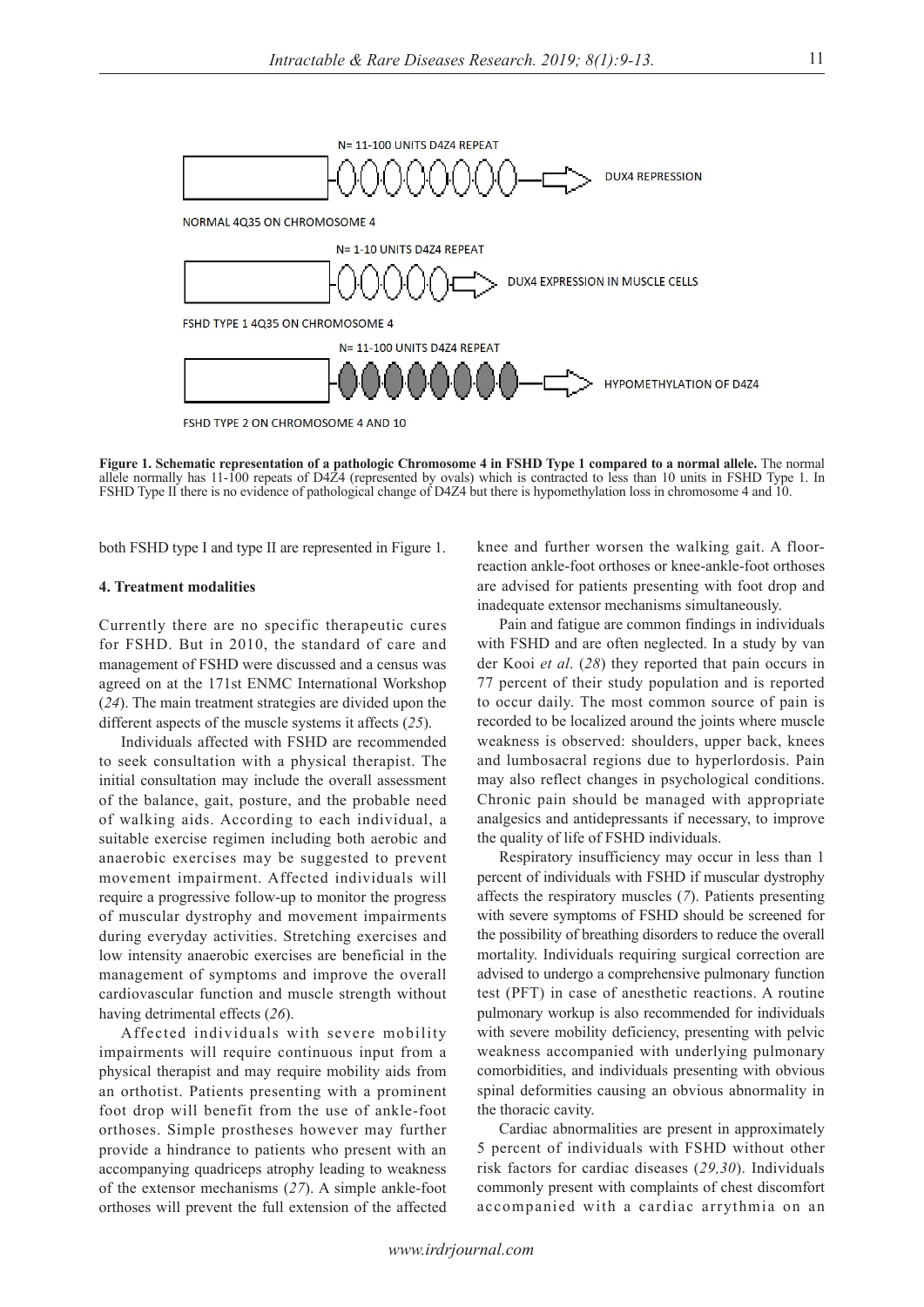N= 11-100 UNITS D4Z4 REPEAT

DUX4 REPRESSION

NORMAL 4Q35 ON CHROMOSOME 4

N= 1-10 UNITS D4Z4 REPEAT

DUX4 EXPRESSION IN MUSCLE CELLS

FSHD TYPE 1 4Q35 ON CHROMOSOME 4

N= 11-100 UNITS D4Z4 REPEAT

HYPOMETHYLATION OF D4Z4

FSHD TYPE 2 ON CHROMOSOME 4 AND 10

**Figure 1. Schematic representation of a pathologic Chromosome 4 in FSHD Type 1 compared to a normal allele.** The normal allele normally has 11-100 repeats of D4Z4 (represented by ovals) which is contracted to less than 10 units in FSHD Type 1. In FSHD Type II there is no evidence of pathological change of D4Z4 but there is hypomethylation loss in chromosome 4 and 10.

both FSHD type I and type II are represented in Figure 1.

## 4. Treatment modalities

Currently there are no specific therapeutic cures for FSHD. But in 2010, the standard of care and management of FSHD were discussed and a census was agreed on at the 171st ENMC International Workshop (*24*). The main treatment strategies are divided upon the different aspects of the muscle systems it affects (*25*).

Individuals affected with FSHD are recommended to seek consultation with a physical therapist. The initial consultation may include the overall assessment of the balance, gait, posture, and the probable need of walking aids. According to each individual, a suitable exercise regimen including both aerobic and anaerobic exercises may be suggested to prevent movement impairment. Affected individuals will require a progressive follow-up to monitor the progress of muscular dystrophy and movement impairments during everyday activities. Stretching exercises and low intensity anaerobic exercises are beneficial in the management of symptoms and improve the overall cardiovascular function and muscle strength without having detrimental effects (*26*).

Affected individuals with severe mobility impairments will require continuous input from a physical therapist and may require mobility aids from an orthotist. Patients presenting with a prominent foot drop will benefit from the use of ankle-foot orthoses. Simple prostheses however may further provide a hindrance to patients who present with an accompanying quadriceps atrophy leading to weakness of the extensor mechanisms (*27*). A simple ankle-foot orthoses will prevent the full extension of the affected knee and further worsen the walking gait. A floor-reaction ankle-foot orthoses or knee-ankle-foot orthoses are advised for patients presenting with foot drop and inadequate extensor mechanisms simultaneously.

Pain and fatigue are common findings in individuals with FSHD and are often neglected. In a study by van der Kooi *et al*. (*28*) they reported that pain occurs in 77 percent of their study population and is reported to occur daily. The most common source of pain is recorded to be localized around the joints where muscle weakness is observed: shoulders, upper back, knees and lumbosacral regions due to hyperlordosis. Pain may also reflect changes in psychological conditions. Chronic pain should be managed with appropriate analgesics and antidepressants if necessary, to improve the quality of life of FSHD individuals.

Respiratory insufficiency may occur in less than 1 percent of individuals with FSHD if muscular dystrophy affects the respiratory muscles (*7*). Patients presenting with severe symptoms of FSHD should be screened for the possibility of breathing disorders to reduce the overall mortality. Individuals requiring surgical correction are advised to undergo a comprehensive pulmonary function test (PFT) in case of anesthetic reactions. A routine pulmonary workup is also recommended for individuals with severe mobility deficiency, presenting with pelvic weakness accompanied with underlying pulmonary comorbidities, and individuals presenting with obvious spinal deformities causing an obvious abnormality in the thoracic cavity.

Cardiac abnormalities are present in approximately 5 percent of individuals with FSHD without other risk factors for cardiac diseases (*29,30*). Individuals commonly present with complaints of chest discomfort accompanied with a cardiac arrythmia on an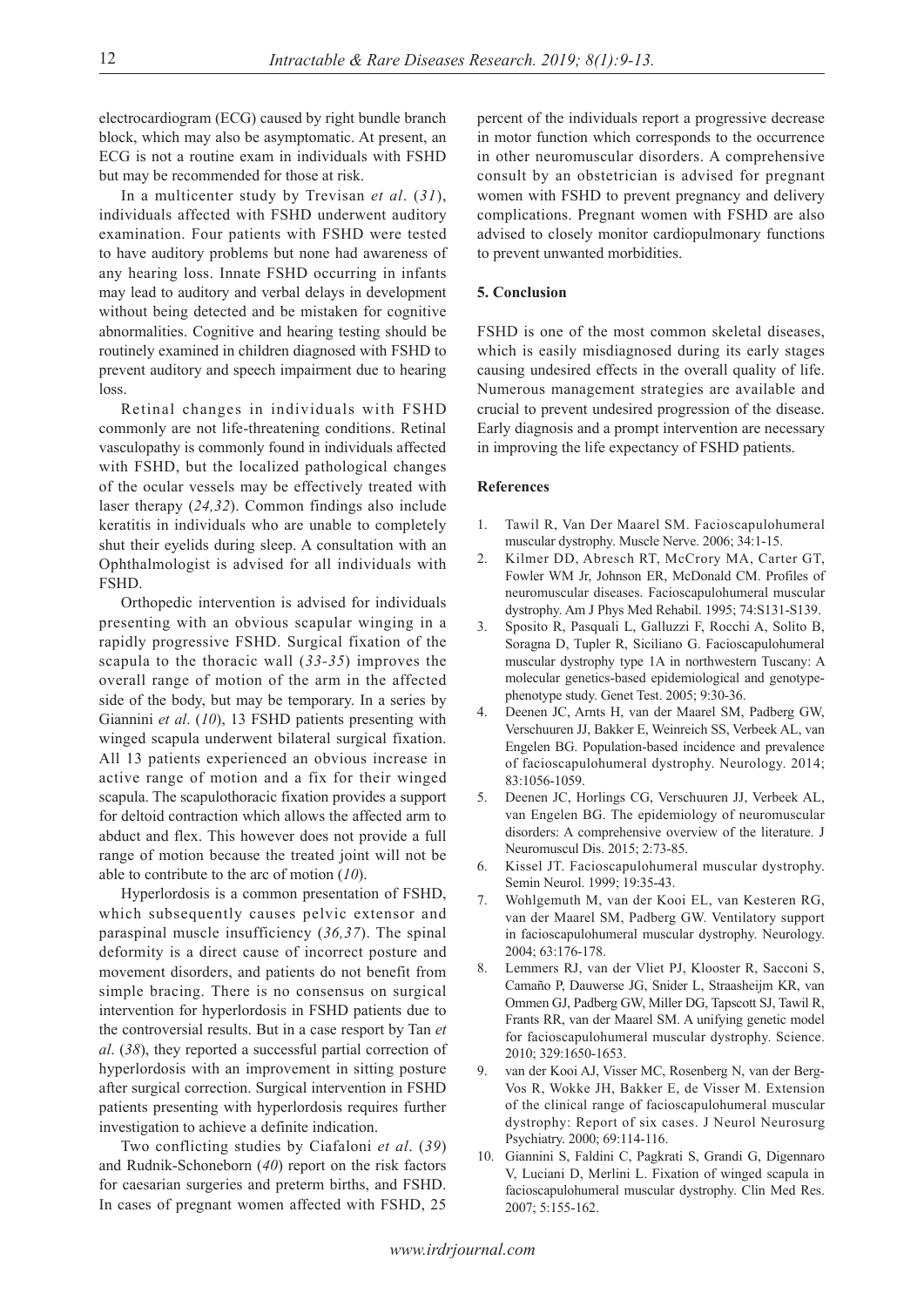electrocardiogram (ECG) caused by right bundle branch block, which may also be asymptomatic. At present, an ECG is not a routine exam in individuals with FSHD but may be recommended for those at risk.

In a multicenter study by Trevisan *et al*. (*31*), individuals affected with FSHD underwent auditory examination. Four patients with FSHD were tested to have auditory problems but none had awareness of any hearing loss. Innate FSHD occurring in infants may lead to auditory and verbal delays in development without being detected and be mistaken for cognitive abnormalities. Cognitive and hearing testing should be routinely examined in children diagnosed with FSHD to prevent auditory and speech impairment due to hearing loss.

Retinal changes in individuals with FSHD commonly are not life-threatening conditions. Retinal vasculopathy is commonly found in individuals affected with FSHD, but the localized pathological changes of the ocular vessels may be effectively treated with laser therapy (*24,32*). Common findings also include keratitis in individuals who are unable to completely shut their eyelids during sleep. A consultation with an Ophthalmologist is advised for all individuals with FSHD.

Orthopedic intervention is advised for individuals presenting with an obvious scapular winging in a rapidly progressive FSHD. Surgical fixation of the scapula to the thoracic wall (*33-35*) improves the overall range of motion of the arm in the affected side of the body, but may be temporary. In a series by Giannini *et al*. (*10*), 13 FSHD patients presenting with winged scapula underwent bilateral surgical fixation. All 13 patients experienced an obvious increase in active range of motion and a fix for their winged scapula. The scapulothoracic fixation provides a support for deltoid contraction which allows the affected arm to abduct and flex. This however does not provide a full range of motion because the treated joint will not be able to contribute to the arc of motion (*10*).

Hyperlordosis is a common presentation of FSHD, which subsequently causes pelvic extensor and paraspinal muscle insufficiency (*36,37*). The spinal deformity is a direct cause of incorrect posture and movement disorders, and patients do not benefit from simple bracing. There is no consensus on surgical intervention for hyperlordosis in FSHD patients due to the controversial results. But in a case resport by Tan *et al*. (*38*), they reported a successful partial correction of hyperlordosis with an improvement in sitting posture after surgical correction. Surgical intervention in FSHD patients presenting with hyperlordosis requires further investigation to achieve a definite indication.

Two conflicting studies by Ciafaloni *et al*. (*39*) and Rudnik-Schoneborn (*40*) report on the risk factors for caesarian surgeries and preterm births, and FSHD. In cases of pregnant women affected with FSHD, 25 percent of the individuals report a progressive decrease in motor function which corresponds to the occurrence in other neuromuscular disorders. A comprehensive consult by an obstetrician is advised for pregnant women with FSHD to prevent pregnancy and delivery complications. Pregnant women with FSHD are also advised to closely monitor cardiopulmonary functions to prevent unwanted morbidities.

## 5. Conclusion

FSHD is one of the most common skeletal diseases, which is easily misdiagnosed during its early stages causing undesired effects in the overall quality of life. Numerous management strategies are available and crucial to prevent undesired progression of the disease. Early diagnosis and a prompt intervention are necessary in improving the life expectancy of FSHD patients.

## References

1. Tawil R, Van Der Maarel SM. Facioscapulohumeral muscular dystrophy. Muscle Nerve. 2006; 34:1-15.
2. Kilmer DD, Abresch RT, McCrory MA, Carter GT, Fowler WM Jr, Johnson ER, McDonald CM. Profiles of neuromuscular diseases. Facioscapulohumeral muscular dystrophy. Am J Phys Med Rehabil. 1995; 74:S131-S139.
3. Sposito R, Pasquali L, Galluzzi F, Rocchi A, Solito B, Soragna D, Tupler R, Siciliano G. Facioscapulohumeral muscular dystrophy type 1A in northwestern Tuscany: A molecular genetics-based epidemiological and genotype-phenotype study. Genet Test. 2005; 9:30-36.
4. Deenen JC, Arnts H, van der Maarel SM, Padberg GW, Verschuuren JJ, Bakker E, Weinreich SS, Verbeek AL, van Engelen BG. Population-based incidence and prevalence of facioscapulohumeral dystrophy. Neurology. 2014; 83:1056-1059.
5. Deenen JC, Horlings CG, Verschuuren JJ, Verbeek AL, van Engelen BG. The epidemiology of neuromuscular disorders: A comprehensive overview of the literature. J Neuromuscul Dis. 2015; 2:73-85.
6. Kissel JT. Facioscapulohumeral muscular dystrophy. Semin Neurol. 1999; 19:35-43.
7. Wohlgemuth M, van der Kooi EL, van Kesteren RG, van der Maarel SM, Padberg GW. Ventilatory support in facioscapulohumeral muscular dystrophy. Neurology. 2004; 63:176-178.
8. Lemmers RJ, van der Vliet PJ, Klooster R, Sacconi S, Camaño P, Dauwerse JG, Snider L, Straasheijm KR, van Ommen GJ, Padberg GW, Miller DG, Tapscott SJ, Tawil R, Frants RR, van der Maarel SM. A unifying genetic model for facioscapulohumeral muscular dystrophy. Science. 2010; 329:1650-1653.
9. van der Kooi AJ, Visser MC, Rosenberg N, van der Berg-Vos R, Wokke JH, Bakker E, de Visser M. Extension of the clinical range of facioscapulohumeral muscular dystrophy: Report of six cases. J Neurol Neurosurg Psychiatry. 2000; 69:114-116.
10. Giannini S, Faldini C, Pagkrati S, Grandi G, Digennaro V, Luciani D, Merlini L. Fixation of winged scapula in facioscapulohumeral muscular dystrophy. Clin Med Res. 2007; 5:155-162.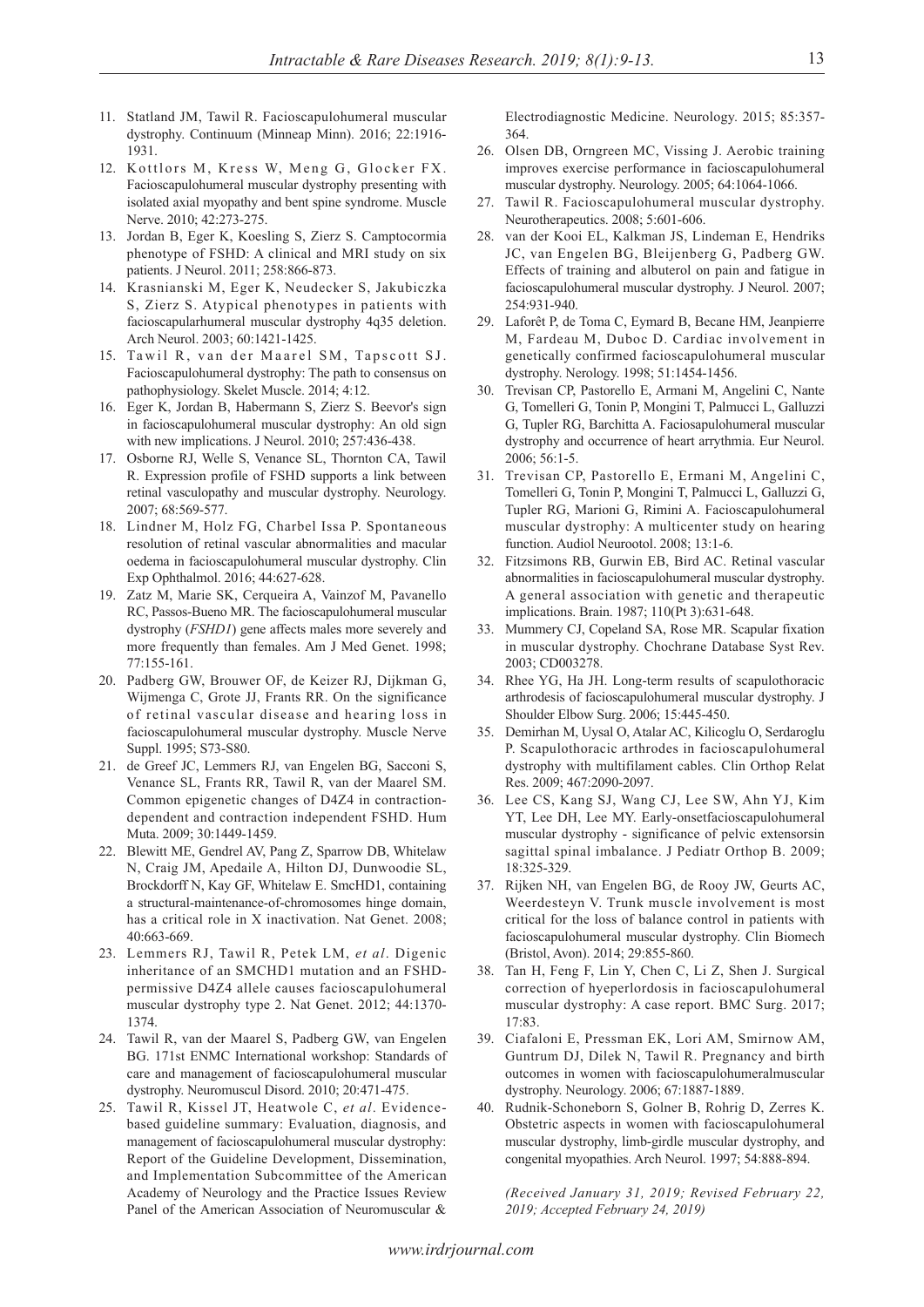11. Statland JM, Tawil R. Facioscapulohumeral muscular dystrophy. Continuum (Minneap Minn). 2016; 22:1916-1931.
12. Kottlors M, Kress W, Meng G, Glocker FX. Facioscapulohumeral muscular dystrophy presenting with isolated axial myopathy and bent spine syndrome. Muscle Nerve. 2010; 42:273-275.
13. Jordan B, Eger K, Koesling S, Zierz S. Camptocormia phenotype of FSHD: A clinical and MRI study on six patients. J Neurol. 2011; 258:866-873.
14. Krasnianski M, Eger K, Neudecker S, Jakubiczka S, Zierz S. Atypical phenotypes in patients with facioscapularhumeral muscular dystrophy 4q35 deletion. Arch Neurol. 2003; 60:1421-1425.
15. Tawil R, van der Maarel SM, Tapscott SJ. Facioscapulohumeral dystrophy: The path to consensus on pathophysiology. Skelet Muscle. 2014; 4:12.
16. Eger K, Jordan B, Habermann S, Zierz S. Beevor's sign in facioscapulohumeral muscular dystrophy: An old sign with new implications. J Neurol. 2010; 257:436-438.
17. Osborne RJ, Welle S, Venance SL, Thornton CA, Tawil R. Expression profile of FSHD supports a link between retinal vasculopathy and muscular dystrophy. Neurology. 2007; 68:569-577.
18. Lindner M, Holz FG, Charbel Issa P. Spontaneous resolution of retinal vascular abnormalities and macular oedema in facioscapulohumeral muscular dystrophy. Clin Exp Ophthalmol. 2016; 44:627-628.
19. Zatz M, Marie SK, Cerqueira A, Vainzof M, Pavanello RC, Passos-Bueno MR. The facioscapulohumeral muscular dystrophy (*FSHD1*) gene affects males more severely and more frequently than females. Am J Med Genet. 1998; 77:155-161.
20. Padberg GW, Brouwer OF, de Keizer RJ, Dijkman G, Wijmenga C, Grote JJ, Frants RR. On the significance of retinal vascular disease and hearing loss in facioscapulohumeral muscular dystrophy. Muscle Nerve Suppl. 1995; S73-S80.
21. de Greef JC, Lemmers RJ, van Engelen BG, Sacconi S, Venance SL, Frants RR, Tawil R, van der Maarel SM. Common epigenetic changes of D4Z4 in contraction-dependent and contraction independent FSHD. Hum Muta. 2009; 30:1449-1459.
22. Blewitt ME, Gendrel AV, Pang Z, Sparrow DB, Whitelaw N, Craig JM, Apedaile A, Hilton DJ, Dunwoodie SL, Brockdorff N, Kay GF, Whitelaw E. SmcHD1, containing a structural-maintenance-of-chromosomes hinge domain, has a critical role in X inactivation. Nat Genet. 2008; 40:663-669.
23. Lemmers RJ, Tawil R, Petek LM, *et al*. Digenic inheritance of an SMCHD1 mutation and an FSHD-permissive D4Z4 allele causes facioscapulohumeral muscular dystrophy type 2. Nat Genet. 2012; 44:1370-1374.
24. Tawil R, van der Maarel S, Padberg GW, van Engelen BG. 171st ENMC International workshop: Standards of care and management of facioscapulohumeral muscular dystrophy. Neuromuscul Disord. 2010; 20:471-475.
25. Tawil R, Kissel JT, Heatwole C, *et al*. Evidence-based guideline summary: Evaluation, diagnosis, and management of facioscapulohumeral muscular dystrophy: Report of the Guideline Development, Dissemination, and Implementation Subcommittee of the American Academy of Neurology and the Practice Issues Review Panel of the American Association of Neuromuscular & Electrodiagnostic Medicine. Neurology. 2015; 85:357-364.
26. Olsen DB, Orngreen MC, Vissing J. Aerobic training improves exercise performance in facioscapulohumeral muscular dystrophy. Neurology. 2005; 64:1064-1066.
27. Tawil R. Facioscapulohumeral muscular dystrophy. Neurotherapeutics. 2008; 5:601-606.
28. van der Kooi EL, Kalkman JS, Lindeman E, Hendriks JC, van Engelen BG, Bleijenberg G, Padberg GW. Effects of training and albuterol on pain and fatigue in facioscapulohumeral muscular dystrophy. J Neurol. 2007; 254:931-940.
29. Laforêt P, de Toma C, Eymard B, Becane HM, Jeanpierre M, Fardeau M, Duboc D. Cardiac involvement in genetically confirmed facioscapulohumeral muscular dystrophy. Nerology. 1998; 51:1454-1456.
30. Trevisan CP, Pastorello E, Armani M, Angelini C, Nante G, Tomelleri G, Tonin P, Mongini T, Palmucci L, Galluzzi G, Tupler RG, Barchitta A. Faciosapulohumeral muscular dystrophy and occurrence of heart arrythmia. Eur Neurol. 2006; 56:1-5.
31. Trevisan CP, Pastorello E, Ermani M, Angelini C, Tomelleri G, Tonin P, Mongini T, Palmucci L, Galluzzi G, Tupler RG, Marioni G, Rimini A. Facioscapulohumeral muscular dystrophy: A multicenter study on hearing function. Audiol Neurootol. 2008; 13:1-6.
32. Fitzsimons RB, Gurwin EB, Bird AC. Retinal vascular abnormalities in facioscapulohumeral muscular dystrophy. A general association with genetic and therapeutic implications. Brain. 1987; 110(Pt 3):631-648.
33. Mummery CJ, Copeland SA, Rose MR. Scapular fixation in muscular dystrophy. Chochrane Database Syst Rev. 2003; CD003278.
34. Rhee YG, Ha JH. Long-term results of scapulothoracic arthrodesis of facioscapulohumeral muscular dystrophy. J Shoulder Elbow Surg. 2006; 15:445-450.
35. Demirhan M, Uysal O, Atalar AC, Kilicoglu O, Serdaroglu P. Scapulothoracic arthrodes in facioscapulohumeral dystrophy with multifilament cables. Clin Orthop Relat Res. 2009; 467:2090-2097.
36. Lee CS, Kang SJ, Wang CJ, Lee SW, Ahn YJ, Kim YT, Lee DH, Lee MY. Early-onsetfacioscapulohumeral muscular dystrophy - significance of pelvic extensorsin sagittal spinal imbalance. J Pediatr Orthop B. 2009; 18:325-329.
37. Rijken NH, van Engelen BG, de Rooy JW, Geurts AC, Weerdesteyn V. Trunk muscle involvement is most critical for the loss of balance control in patients with facioscapulohumeral muscular dystrophy. Clin Biomech (Bristol, Avon). 2014; 29:855-860.
38. Tan H, Feng F, Lin Y, Chen C, Li Z, Shen J. Surgical correction of hyeperlordosis in facioscapulohumeral muscular dystrophy: A case report. BMC Surg. 2017; 17:83.
39. Ciafaloni E, Pressman EK, Lori AM, Smirnow AM, Guntrum DJ, Dilek N, Tawil R. Pregnancy and birth outcomes in women with facioscapulohumeralmuscular dystrophy. Neurology. 2006; 67:1887-1889.
40. Rudnik-Schoneborn S, Golner B, Rohrig D, Zerres K. Obstetric aspects in women with facioscapulohumeral muscular dystrophy, limb-girdle muscular dystrophy, and congenital myopathies. Arch Neurol. 1997; 54:888-894.

*(Received January 31, 2019; Revised February 22, 2019; Accepted February 24, 2019)*